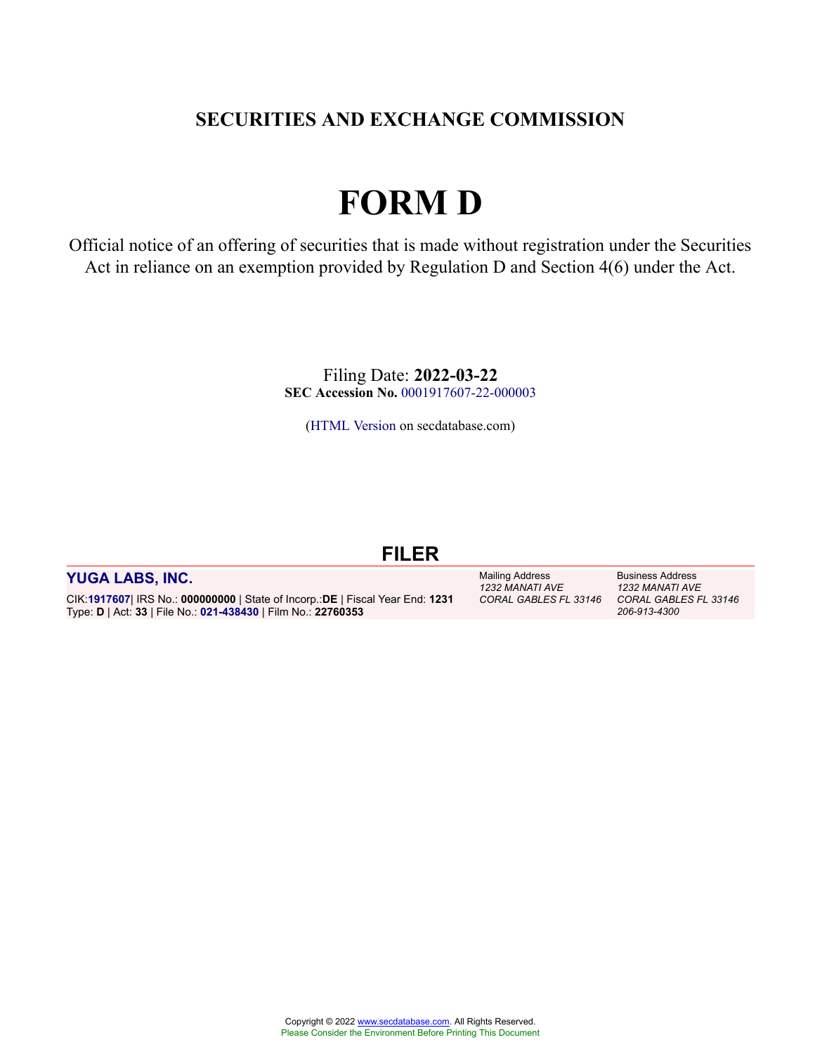# SECURITIES AND EXCHANGE COMMISSION

# FORM D

Official notice of an offering of securities that is made without registration under the Securities Act in reliance on an exemption provided by Regulation D and Section 4(6) under the Act.

Filing Date: **2022-03-22**
**SEC Accession No.** 0001917607-22-000003

(HTML Version on secdatabase.com)

## FILER

| **YUGA LABS, INC.** | Mailing Address | Business Address |
|---|---|---|
| CIK:**1917607**\| IRS No.: **000000000** \| State of Incorp.:**DE** \| Fiscal Year End: **1231** | *1232 MANATI AVE* | *1232 MANATI AVE* |
| Type: **D** \| Act: **33** \| File No.: **021-438430** \| Film No.: **22760353** | *CORAL GABLES FL 33146* | *CORAL GABLES FL 33146* |
| | | *206-913-4300* |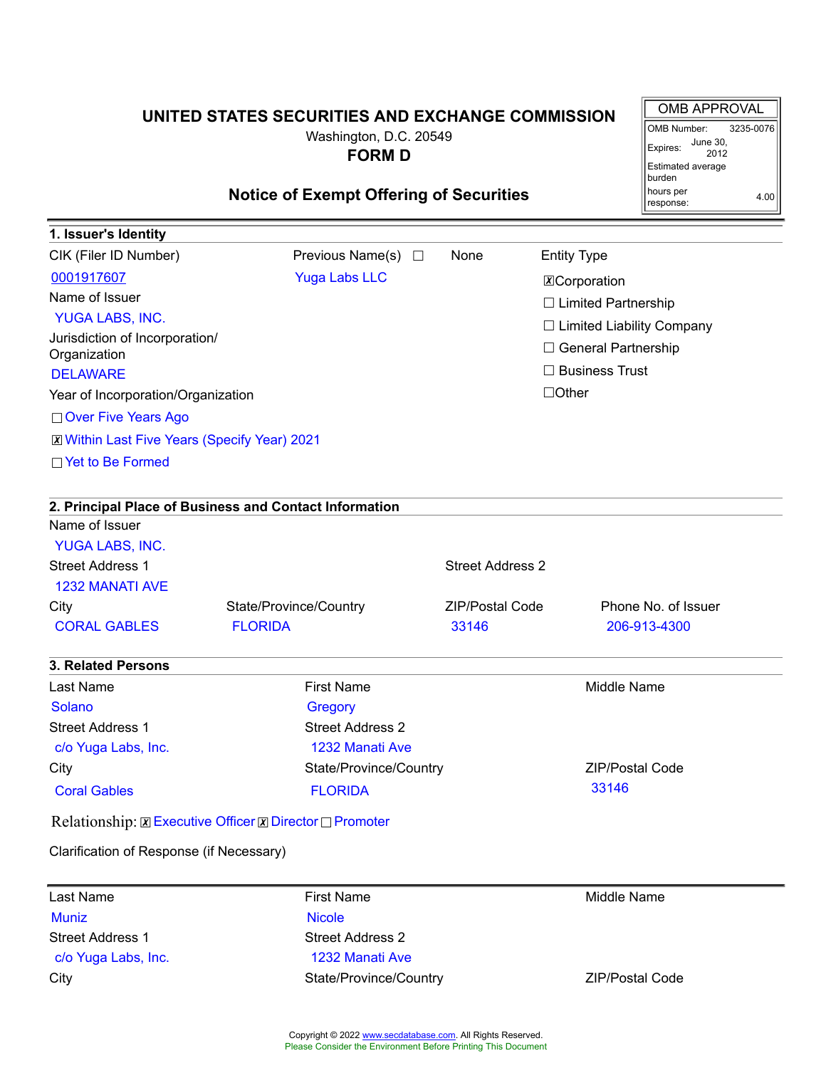# UNITED STATES SECURITIES AND EXCHANGE COMMISSION

Washington, D.C. 20549

**FORM D**

## Notice of Exempt Offering of Securities

| OMB APPROVAL | |
|---|---|
| OMB Number: | 3235-0076 |
| Expires: | June 30, 2012 |
| Estimated average burden hours per response: | 4.00 |

### 1. Issuer's Identity

CIK (Filer ID Number): 0001917607

Previous Name(s) ☐ None: Yuga Labs LLC

Entity Type:
- ☒ Corporation
- ☐ Limited Partnership
- ☐ Limited Liability Company
- ☐ General Partnership
- ☐ Business Trust
- ☐ Other

Name of Issuer: YUGA LABS, INC.

Jurisdiction of Incorporation/Organization: DELAWARE

Year of Incorporation/Organization:
- ☐ Over Five Years Ago
- ☒ Within Last Five Years (Specify Year) 2021
- ☐ Yet to Be Formed

### 2. Principal Place of Business and Contact Information

Name of Issuer: YUGA LABS, INC.

| Street Address 1 | Street Address 2 | | |
|---|---|---|---|
| 1232 MANATI AVE | | | |
| **City** | **State/Province/Country** | **ZIP/Postal Code** | **Phone No. of Issuer** |
| CORAL GABLES | FLORIDA | 33146 | 206-913-4300 |

### 3. Related Persons

| Last Name | First Name | Middle Name |
|---|---|---|
| Solano | Gregory | |
| **Street Address 1** | **Street Address 2** | |
| c/o Yuga Labs, Inc. | 1232 Manati Ave | |
| **City** | **State/Province/Country** | **ZIP/Postal Code** |
| Coral Gables | FLORIDA | 33146 |

Relationship: ☒ Executive Officer ☒ Director ☐ Promoter

Clarification of Response (if Necessary)

| Last Name | First Name | Middle Name |
|---|---|---|
| Muniz | Nicole | |
| **Street Address 1** | **Street Address 2** | |
| c/o Yuga Labs, Inc. | 1232 Manati Ave | |
| **City** | **State/Province/Country** | **ZIP/Postal Code** |

Copyright © 2022 www.secdatabase.com. All Rights Reserved.
Please Consider the Environment Before Printing This Document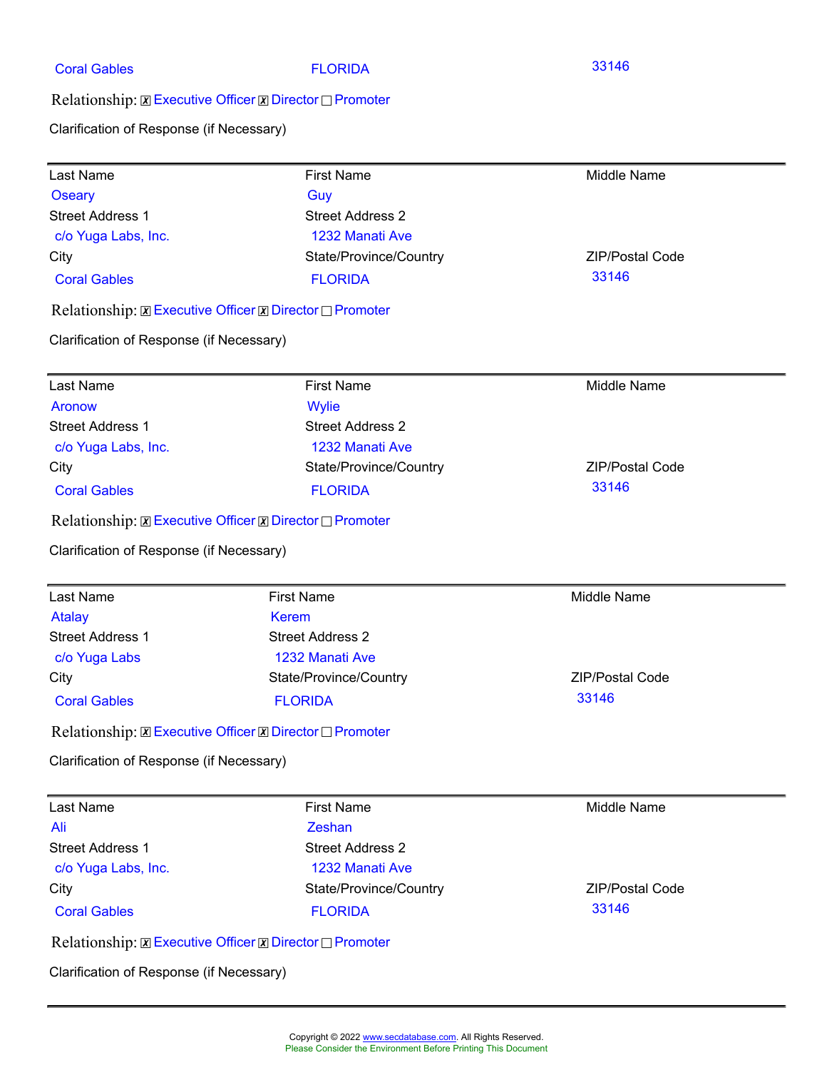| City | State/Province/Country | ZIP/Postal Code |
| --- | --- | --- |
| Coral Gables | FLORIDA | 33146 |

Relationship: ☒ Executive Officer ☒ Director ☐ Promoter

Clarification of Response (if Necessary)

---

| Last Name | First Name | Middle Name |
| --- | --- | --- |
| Oseary | Guy | |
| **Street Address 1** | **Street Address 2** | |
| c/o Yuga Labs, Inc. | 1232 Manati Ave | |
| **City** | **State/Province/Country** | **ZIP/Postal Code** |
| Coral Gables | FLORIDA | 33146 |

Relationship: ☒ Executive Officer ☒ Director ☐ Promoter

Clarification of Response (if Necessary)

---

| Last Name | First Name | Middle Name |
| --- | --- | --- |
| Aronow | Wylie | |
| **Street Address 1** | **Street Address 2** | |
| c/o Yuga Labs, Inc. | 1232 Manati Ave | |
| **City** | **State/Province/Country** | **ZIP/Postal Code** |
| Coral Gables | FLORIDA | 33146 |

Relationship: ☒ Executive Officer ☒ Director ☐ Promoter

Clarification of Response (if Necessary)

---

| Last Name | First Name | Middle Name |
| --- | --- | --- |
| Atalay | Kerem | |
| **Street Address 1** | **Street Address 2** | |
| c/o Yuga Labs | 1232 Manati Ave | |
| **City** | **State/Province/Country** | **ZIP/Postal Code** |
| Coral Gables | FLORIDA | 33146 |

Relationship: ☒ Executive Officer ☒ Director ☐ Promoter

Clarification of Response (if Necessary)

---

| Last Name | First Name | Middle Name |
| --- | --- | --- |
| Ali | Zeshan | |
| **Street Address 1** | **Street Address 2** | |
| c/o Yuga Labs, Inc. | 1232 Manati Ave | |
| **City** | **State/Province/Country** | **ZIP/Postal Code** |
| Coral Gables | FLORIDA | 33146 |

Relationship: ☒ Executive Officer ☒ Director ☐ Promoter

Clarification of Response (if Necessary)

---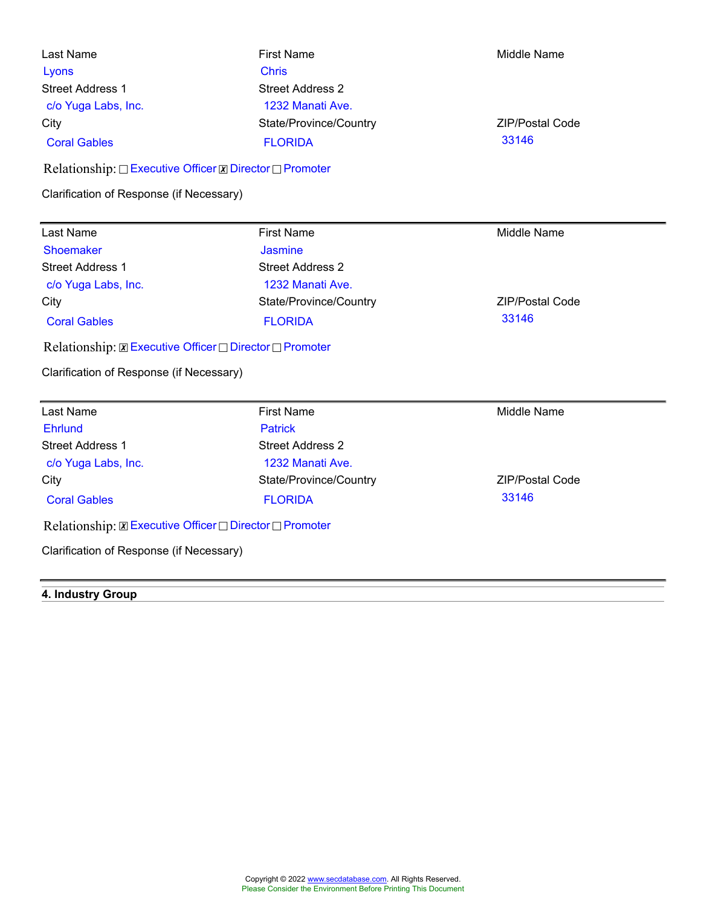| Last Name | First Name | Middle Name |
| --- | --- | --- |
| Lyons | Chris | |
| **Street Address 1** | **Street Address 2** | |
| c/o Yuga Labs, Inc. | 1232 Manati Ave. | |
| **City** | **State/Province/Country** | **ZIP/Postal Code** |
| Coral Gables | FLORIDA | 33146 |

Relationship: ☐ Executive Officer ☒ Director ☐ Promoter

Clarification of Response (if Necessary)

---

| Last Name | First Name | Middle Name |
| --- | --- | --- |
| Shoemaker | Jasmine | |
| **Street Address 1** | **Street Address 2** | |
| c/o Yuga Labs, Inc. | 1232 Manati Ave. | |
| **City** | **State/Province/Country** | **ZIP/Postal Code** |
| Coral Gables | FLORIDA | 33146 |

Relationship: ☒ Executive Officer ☐ Director ☐ Promoter

Clarification of Response (if Necessary)

---

| Last Name | First Name | Middle Name |
| --- | --- | --- |
| Ehrlund | Patrick | |
| **Street Address 1** | **Street Address 2** | |
| c/o Yuga Labs, Inc. | 1232 Manati Ave. | |
| **City** | **State/Province/Country** | **ZIP/Postal Code** |
| Coral Gables | FLORIDA | 33146 |

Relationship: ☒ Executive Officer ☐ Director ☐ Promoter

Clarification of Response (if Necessary)

---

## 4. Industry Group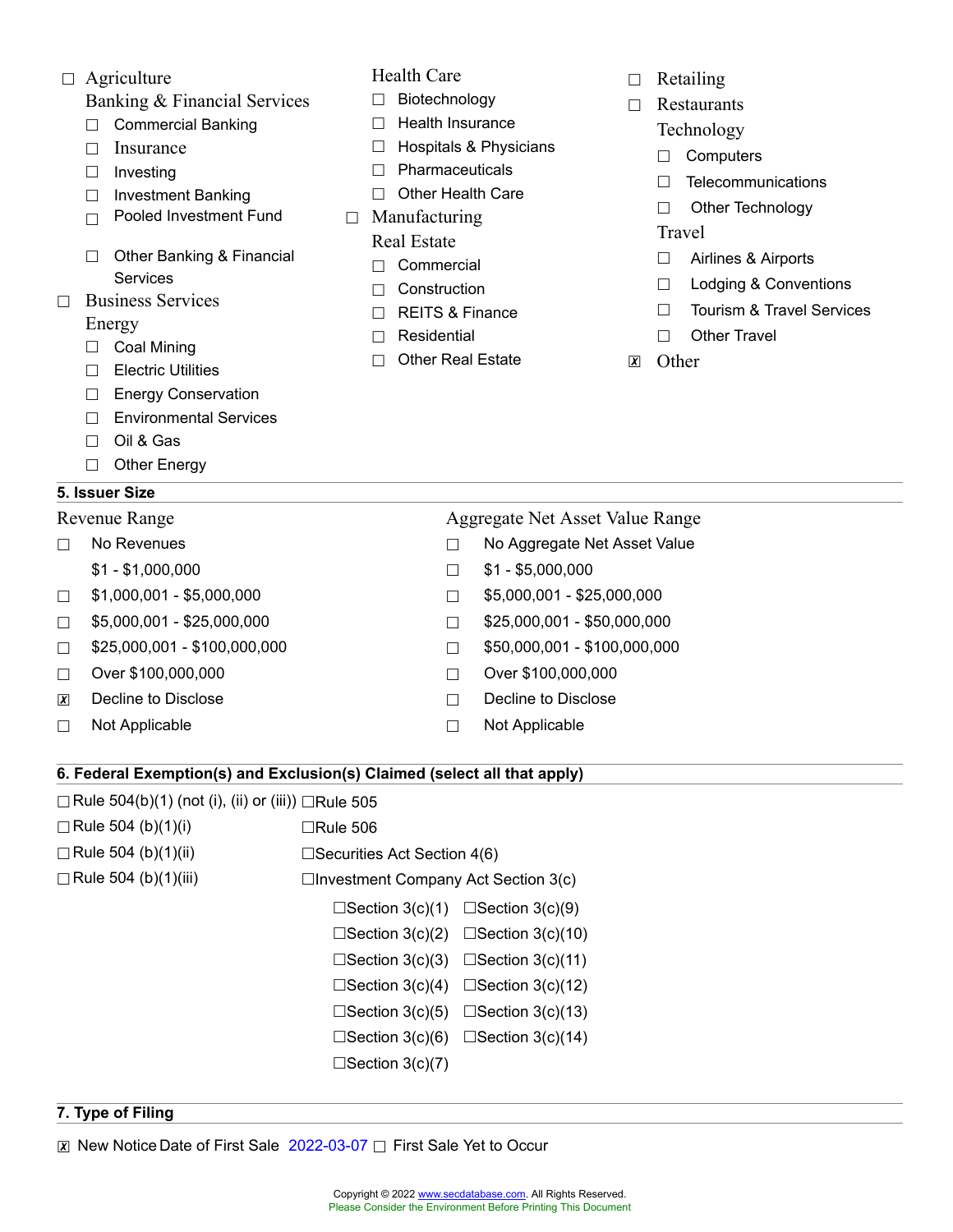- ☐ Agriculture
- Banking & Financial Services
  - ☐ Commercial Banking
  - ☐ Insurance
  - ☐ Investing
  - ☐ Investment Banking
  - ☐ Pooled Investment Fund
  - ☐ Other Banking & Financial Services
- ☐ Business Services
- Energy
  - ☐ Coal Mining
  - ☐ Electric Utilities
  - ☐ Energy Conservation
  - ☐ Environmental Services
  - ☐ Oil & Gas
  - ☐ Other Energy
- Health Care
  - ☐ Biotechnology
  - ☐ Health Insurance
  - ☐ Hospitals & Physicians
  - ☐ Pharmaceuticals
  - ☐ Other Health Care
- ☐ Manufacturing
- Real Estate
  - ☐ Commercial
  - ☐ Construction
  - ☐ REITS & Finance
  - ☐ Residential
  - ☐ Other Real Estate
- ☐ Retailing
- ☐ Restaurants
- Technology
  - ☐ Computers
  - ☐ Telecommunications
  - ☐ Other Technology
- Travel
  - ☐ Airlines & Airports
  - ☐ Lodging & Conventions
  - ☐ Tourism & Travel Services
  - ☐ Other Travel
- ☒ Other

## 5. Issuer Size

**Revenue Range**

- ☐ No Revenues
- $1 - $1,000,000
- ☐ $1,000,001 - $5,000,000
- ☐ $5,000,001 - $25,000,000
- ☐ $25,000,001 - $100,000,000
- ☐ Over $100,000,000
- ☒ Decline to Disclose
- ☐ Not Applicable

**Aggregate Net Asset Value Range**

- ☐ No Aggregate Net Asset Value
- ☐ $1 - $5,000,000
- ☐ $5,000,001 - $25,000,000
- ☐ $25,000,001 - $50,000,000
- ☐ $50,000,001 - $100,000,000
- ☐ Over $100,000,000
- ☐ Decline to Disclose
- ☐ Not Applicable

## 6. Federal Exemption(s) and Exclusion(s) Claimed (select all that apply)

- ☐ Rule 504(b)(1) (not (i), (ii) or (iii))
- ☐ Rule 504 (b)(1)(i)
- ☐ Rule 504 (b)(1)(ii)
- ☐ Rule 504 (b)(1)(iii)
- ☐ Rule 505
- ☐ Rule 506
- ☐ Securities Act Section 4(6)
- ☐ Investment Company Act Section 3(c)
  - ☐ Section 3(c)(1)
  - ☐ Section 3(c)(2)
  - ☐ Section 3(c)(3)
  - ☐ Section 3(c)(4)
  - ☐ Section 3(c)(5)
  - ☐ Section 3(c)(6)
  - ☐ Section 3(c)(7)
  - ☐ Section 3(c)(9)
  - ☐ Section 3(c)(10)
  - ☐ Section 3(c)(11)
  - ☐ Section 3(c)(12)
  - ☐ Section 3(c)(13)
  - ☐ Section 3(c)(14)

## 7. Type of Filing

☒ New Notice Date of First Sale 2022-03-07 ☐ First Sale Yet to Occur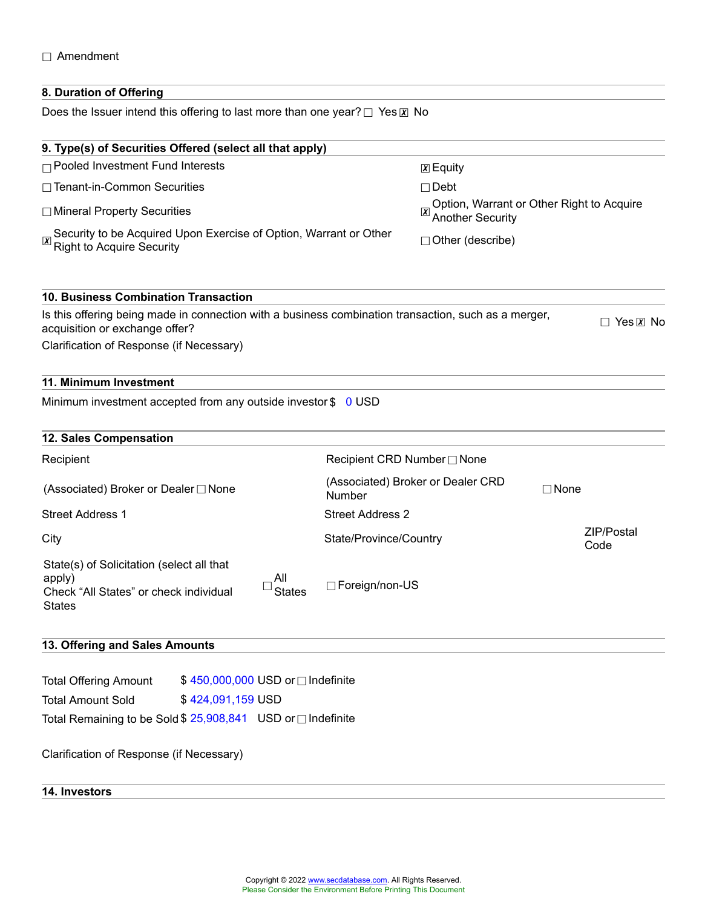☐ Amendment

## 8. Duration of Offering

Does the Issuer intend this offering to last more than one year? ☐ Yes ☒ No

## 9. Type(s) of Securities Offered (select all that apply)

☐ Pooled Investment Fund Interests

☒ Equity

☐ Tenant-in-Common Securities

☐ Debt

☐ Mineral Property Securities

☒ Option, Warrant or Other Right to Acquire Another Security

☒ Security to be Acquired Upon Exercise of Option, Warrant or Other Right to Acquire Security

☐ Other (describe)

## 10. Business Combination Transaction

Is this offering being made in connection with a business combination transaction, such as a merger, acquisition or exchange offer? ☐ Yes ☒ No

Clarification of Response (if Necessary)

## 11. Minimum Investment

Minimum investment accepted from any outside investor $ 0 USD

## 12. Sales Compensation

Recipient

Recipient CRD Number ☐ None

(Associated) Broker or Dealer ☐ None

(Associated) Broker or Dealer CRD Number ☐ None

Street Address 1

Street Address 2

City

State/Province/Country

ZIP/Postal Code

State(s) of Solicitation (select all that apply)
Check "All States" or check individual States ☐ All States ☐ Foreign/non-US

## 13. Offering and Sales Amounts

Total Offering Amount $ 450,000,000 USD or ☐ Indefinite

Total Amount Sold $ 424,091,159 USD

Total Remaining to be Sold $ 25,908,841 USD or ☐ Indefinite

Clarification of Response (if Necessary)

## 14. Investors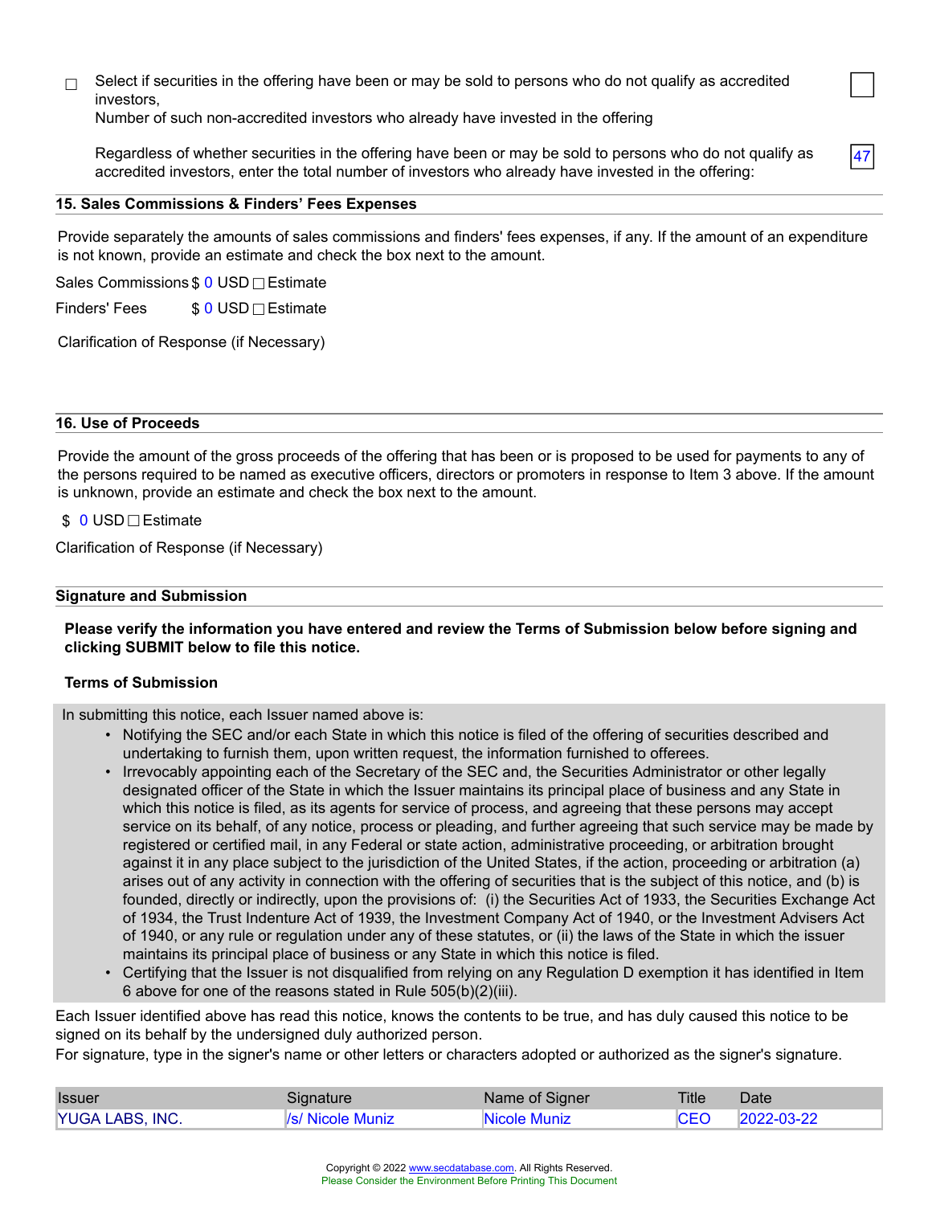☐ Select if securities in the offering have been or may be sold to persons who do not qualify as accredited investors,
Number of such non-accredited investors who already have invested in the offering

Regardless of whether securities in the offering have been or may be sold to persons who do not qualify as accredited investors, enter the total number of investors who already have invested in the offering: 47

### 15. Sales Commissions & Finders' Fees Expenses

Provide separately the amounts of sales commissions and finders' fees expenses, if any. If the amount of an expenditure is not known, provide an estimate and check the box next to the amount.

Sales Commissions $ 0 USD ☐ Estimate

Finders' Fees $ 0 USD ☐ Estimate

Clarification of Response (if Necessary)

### 16. Use of Proceeds

Provide the amount of the gross proceeds of the offering that has been or is proposed to be used for payments to any of the persons required to be named as executive officers, directors or promoters in response to Item 3 above. If the amount is unknown, provide an estimate and check the box next to the amount.

$ 0 USD ☐ Estimate

Clarification of Response (if Necessary)

### Signature and Submission

**Please verify the information you have entered and review the Terms of Submission below before signing and clicking SUBMIT below to file this notice.**

**Terms of Submission**

In submitting this notice, each Issuer named above is:

- Notifying the SEC and/or each State in which this notice is filed of the offering of securities described and undertaking to furnish them, upon written request, the information furnished to offerees.
- Irrevocably appointing each of the Secretary of the SEC and, the Securities Administrator or other legally designated officer of the State in which the Issuer maintains its principal place of business and any State in which this notice is filed, as its agents for service of process, and agreeing that these persons may accept service on its behalf, of any notice, process or pleading, and further agreeing that such service may be made by registered or certified mail, in any Federal or state action, administrative proceeding, or arbitration brought against it in any place subject to the jurisdiction of the United States, if the action, proceeding or arbitration (a) arises out of any activity in connection with the offering of securities that is the subject of this notice, and (b) is founded, directly or indirectly, upon the provisions of: (i) the Securities Act of 1933, the Securities Exchange Act of 1934, the Trust Indenture Act of 1939, the Investment Company Act of 1940, or the Investment Advisers Act of 1940, or any rule or regulation under any of these statutes, or (ii) the laws of the State in which the issuer maintains its principal place of business or any State in which this notice is filed.
- Certifying that the Issuer is not disqualified from relying on any Regulation D exemption it has identified in Item 6 above for one of the reasons stated in Rule 505(b)(2)(iii).

Each Issuer identified above has read this notice, knows the contents to be true, and has duly caused this notice to be signed on its behalf by the undersigned duly authorized person.
For signature, type in the signer's name or other letters or characters adopted or authorized as the signer's signature.

| Issuer | Signature | Name of Signer | Title | Date |
|---|---|---|---|---|
| YUGA LABS, INC. | /s/ Nicole Muniz | Nicole Muniz | CEO | 2022-03-22 |

Copyright © 2022 www.secdatabase.com. All Rights Reserved.
Please Consider the Environment Before Printing This Document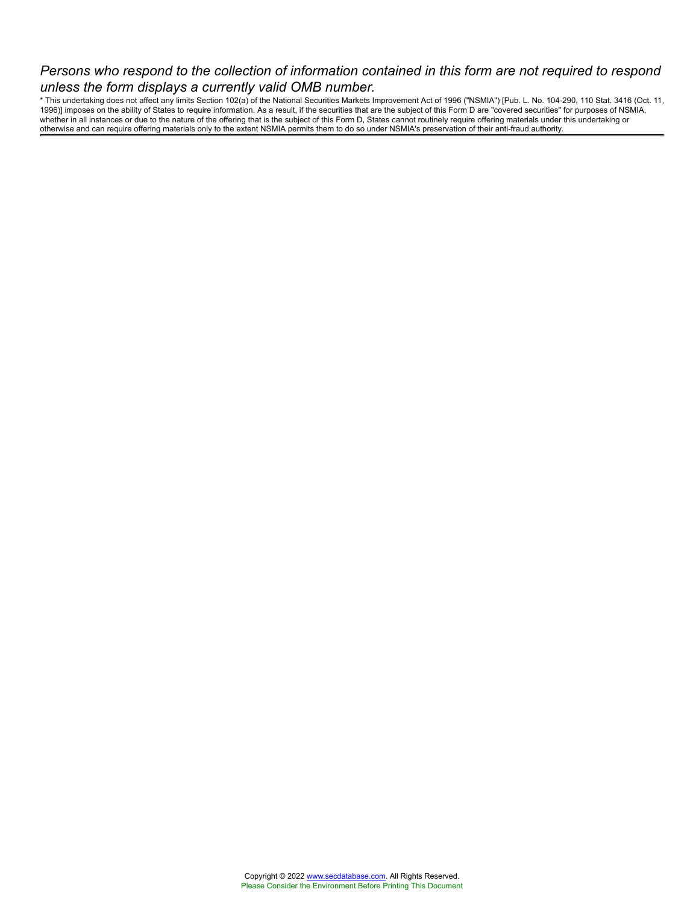*Persons who respond to the collection of information contained in this form are not required to respond unless the form displays a currently valid OMB number.*

* This undertaking does not affect any limits Section 102(a) of the National Securities Markets Improvement Act of 1996 ("NSMIA") [Pub. L. No. 104-290, 110 Stat. 3416 (Oct. 11, 1996)] imposes on the ability of States to require information. As a result, if the securities that are the subject of this Form D are "covered securities" for purposes of NSMIA, whether in all instances or due to the nature of the offering that is the subject of this Form D, States cannot routinely require offering materials under this undertaking or otherwise and can require offering materials only to the extent NSMIA permits them to do so under NSMIA's preservation of their anti-fraud authority.